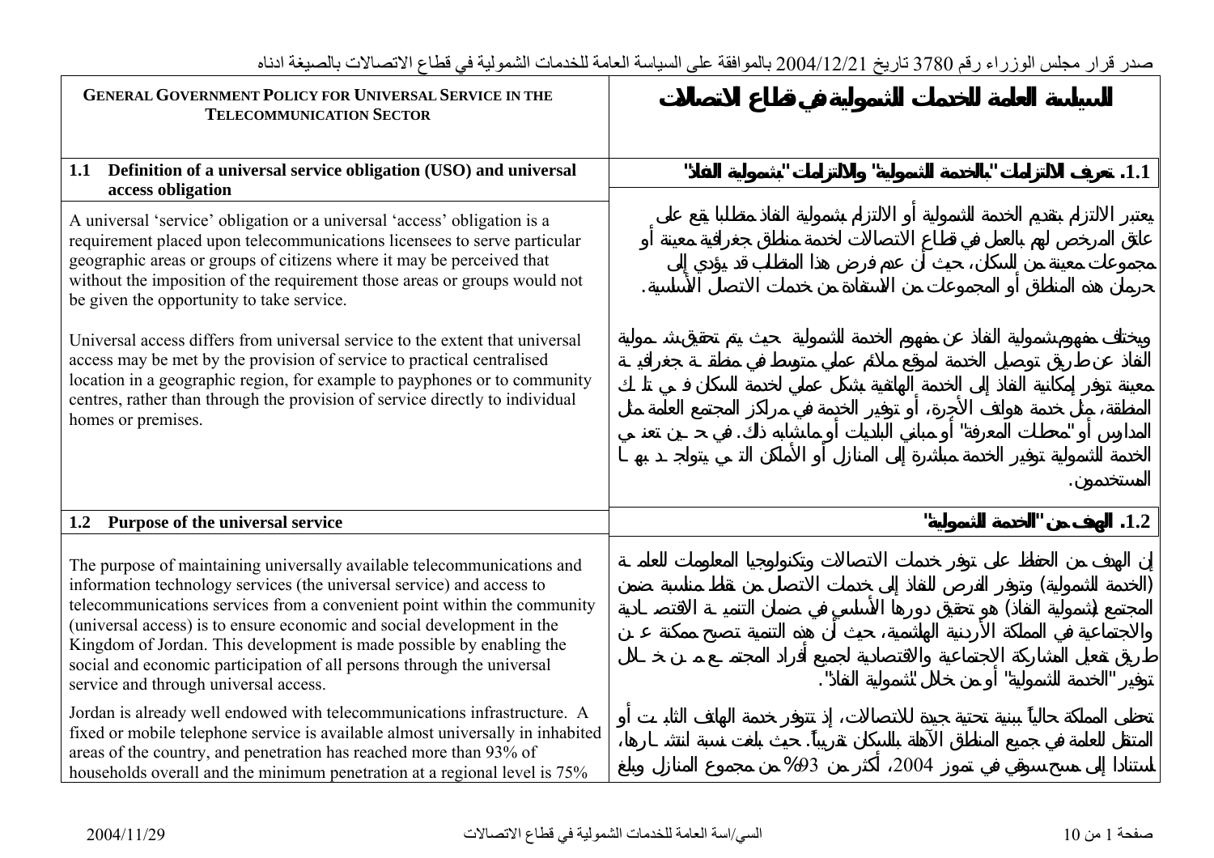صدر قرار مجلس الوزراء رقم 3780 تاريخ 2004/12/21 بالموافقة على السياسة العامة للخدمات الشمولية في قطاع الاتصالات بالصيغة ادناه

| **GENERAL GOVERNMENT POLICY FOR UNIVERSAL SERVICE IN THE TELECOMMUNICATION SECTOR** | **السياسة العامة للخدمات الشمولية في قطاع الاتصالات** |
| --- | --- |
| **1.1 Definition of a universal service obligation (USO) and universal access obligation** | **1.1. تعريف الالتزامات "بالخدمة الشمولية" والالتزامات "بشمولية النفاذ"** |
| A universal 'service' obligation or a universal 'access' obligation is a requirement placed upon telecommunications licensees to serve particular geographic areas or groups of citizens where it may be perceived that without the imposition of the requirement those areas or groups would not be given the opportunity to take service.<br><br>Universal access differs from universal service to the extent that universal access may be met by the provision of service to practical centralised location in a geographic region, for example to payphones or to community centres, rather than through the provision of service directly to individual homes or premises. | يعتبر الالتزام بتقديم الخدمة الشمولية أو الالتزام بشمولية النفاذ متطلبا يقع على عاتق المرخص لهم بالعمل في قطاع الاتصالات لخدمة مناطق جغرافية معينة أو مجموعات معينة من السكان، حيث أن عدم فرض هذا المتطلب قد يؤدي إلى حرمان هذه المناطق أو المجموعات من الاستفادة من خدمات الاتصال الأساسية.<br><br>ويختلف مفهوم شمولية النفاذ عن مفهوم الخدمة الشمولية حيث يتم تحقيق شمولية النفاذ عن طريق توصيل الخدمة لموقع ملائم عملي متوسط في منطقة جغرافية معينة توفر إمكانية النفاذ إلى الخدمة الهاتفية بشكل عملي لخدمة السكان في تلك المنطقة، مثل خدمة هواتف الأجرة، أو توفير الخدمة في مراكز المجتمع العامة مثل المدارس أو "محطات المعرفة" أو مباني البلديات أو ماشابه ذلك. في حين تعني الخدمة الشمولية توفير الخدمة مباشرة إلى المنازل أو الأماكن التي يتواجد بها المستخدمون. |
| **1.2 Purpose of the universal service** | **1.2. الهدف من "الخدمة الشمولية"** |
| The purpose of maintaining universally available telecommunications and information technology services (the universal service) and access to telecommunications services from a convenient point within the community (universal access) is to ensure economic and social development in the Kingdom of Jordan. This development is made possible by enabling the social and economic participation of all persons through the universal service and through universal access.<br><br>Jordan is already well endowed with telecommunications infrastructure. A fixed or mobile telephone service is available almost universally in inhabited areas of the country, and penetration has reached more than 93% of households overall and the minimum penetration at a regional level is 75% | إن الهدف من الحفاظ على توفر خدمات الاتصالات وتكنولوجيا المعلومات للعامة (الخدمة الشمولية) وتوفر الفرص للنفاذ إلى خدمات الاتصال من نقاط مناسبة ضمن المجتمع (شمولية النفاذ) هو تحقيق دورها الأساسي في ضمان التنمية الاقتصادية والاجتماعية في المملكة الأردنية الهاشمية، حيث أن هذه التنمية تصبح ممكنة عن طريق تفعيل المشاركة الاجتماعية والاقتصادية لجميع أفراد المجتمع من خلال توفير "الخدمة الشمولية" أو من خلال "شمولية النفاذ".<br><br>تحظى المملكة حالياً ببنية تحتية جيدة للاتصالات، إذ تتوفر خدمة الهاتف الثابت أو المتنقل للعامة في جميع المناطق الآهلة بالسكان تقريباً. حيث بلغت نسبة انتشارها، استنادا إلى مسح سوقي في تموز 2004، أكثر من 93% من مجموع المنازل وبلغ |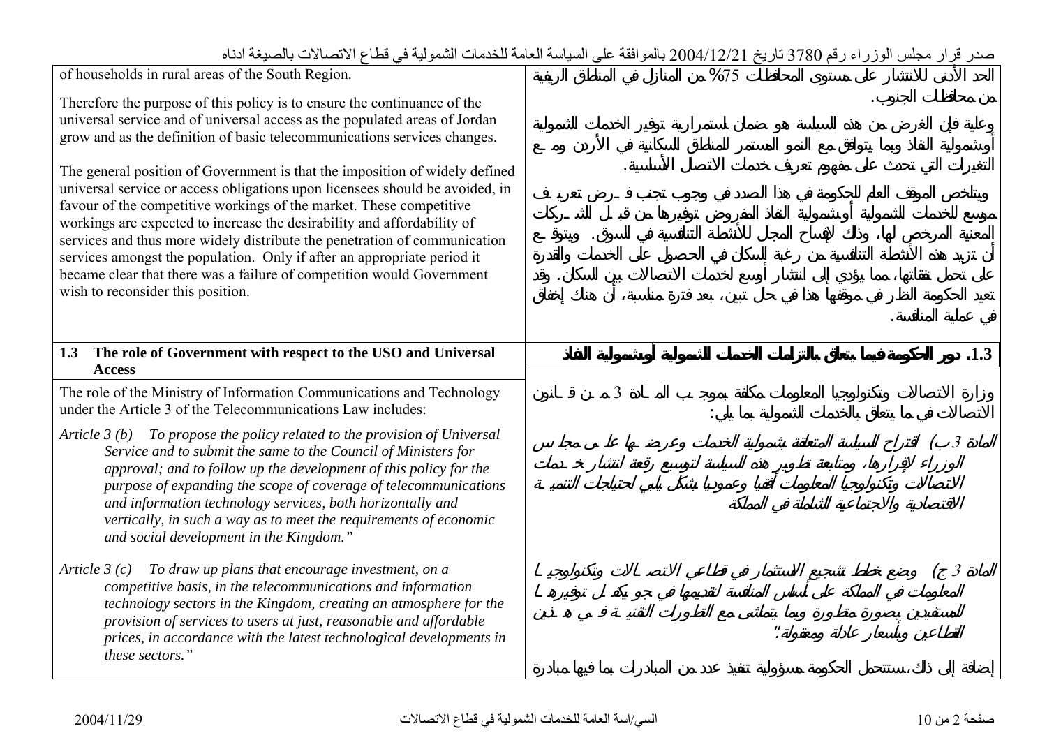صدر قرار مجلس الوزراء رقم 3780 تاريخ 2004/12/21 بالموافقة على السياسة العامة للخدمات الشمولية في قطاع الاتصالات بالصيغة ادناه

| English | العربية |
|---|---|
| of households in rural areas of the South Region.<br><br>Therefore the purpose of this policy is to ensure the continuance of the universal service and of universal access as the populated areas of Jordan grow and as the definition of basic telecommunications services changes.<br><br>The general position of Government is that the imposition of widely defined universal service or access obligations upon licensees should be avoided, in favour of the competitive workings of the market. These competitive workings are expected to increase the desirability and affordability of services and thus more widely distribute the penetration of communication services amongst the population. Only if after an appropriate period it became clear that there was a failure of competition would Government wish to reconsider this position. | الحد الأدنى للانتشار على مستوى المحافظات 75% من المنازل في المناطق الريفية من محافظات الجنوب.<br><br>وعليه فإن الغرض من هذه السياسة هو ضمان استمرارية توفير الخدمات الشمولية أو شمولية النفاذ وبما يتوافق مع النمو المستمر للمناطق السكانية في الأردن ومع التغيرات التي تحدث على مفهوم تعريف خدمات الاتصال الأساسية.<br><br>ويتلخص الموقف العام للحكومة في هذا الصدد في وجوب تجنب فرض تعريف موسع للخدمات الشمولية أو شمولية النفاذ المفروض توفيرها من قبل الشركات المعنية المرخص لها، وذلك لإفساح المجال للأنشطة التنافسية في السوق. ويتوقع أن تزيد هذه الأنشطة التنافسية من رغبة السكان في الحصول على الخدمات والقدرة على تحمل نفقاتها، مما يؤدي إلى انتشار أوسع لخدمات الاتصالات بين السكان. وقد تعيد الحكومة النظر في موقفها هذا في حال تبين، بعد فترة مناسبة، أن هناك إخفاق في عملية المنافسة. |
| **1.3 The role of Government with respect to the USO and Universal Access** | **1.3. دور الحكومة فيما يتعلق بالتزامات الخدمات الشمولية أو شمولية النفاذ** |
| The role of the Ministry of Information Communications and Technology under the Article 3 of the Telecommunications Law includes:<br><br>*Article 3 (b) To propose the policy related to the provision of Universal Service and to submit the same to the Council of Ministers for approval; and to follow up the development of this policy for the purpose of expanding the scope of coverage of telecommunications and information technology services, both horizontally and vertically, in such a way as to meet the requirements of economic and social development in the Kingdom."*<br><br>*Article 3 (c) To draw up plans that encourage investment, on a competitive basis, in the telecommunications and information technology sectors in the Kingdom, creating an atmosphere for the provision of services to users at just, reasonable and affordable prices, in accordance with the latest technological developments in these sectors."* | وزارة الاتصالات وتكنولوجيا المعلومات مكلفة بموجب المادة 3 من قانون الاتصالات في ما يتعلق بالخدمات الشمولية بما يلي:<br><br>*المادة 3 ب) اقتراح السياسة المتعلقة بشمولية الخدمات وعرضها على مجلس الوزراء لإقرارها، ومتابعة تطوير هذه السياسة لتوسيع رقعة انتشار خدمات الاتصالات وتكنولوجيا المعلومات أفقيا وعموديا بشكل يلبي لاحتياجات التنمية الاقتصادية والاجتماعية الشاملة في المملكة*<br><br>*المادة 3 ج) وضع خطط تشجيع الاستثمار في قطاعي الاتصالات وتكنولوجيا المعلومات في المملكة على أساس المنافسة لتقديمها في جو يكفل توفيرها للمستفيدين بصورة متطورة وبما يتماشى مع التطورات التقنية في هذين القطاعين وبأسعار عادلة ومعقولة."*<br><br>إضافة إلى ذلك، ستتحمل الحكومة مسؤولية تنفيذ عدد من المبادرات بما فيها مبادرة |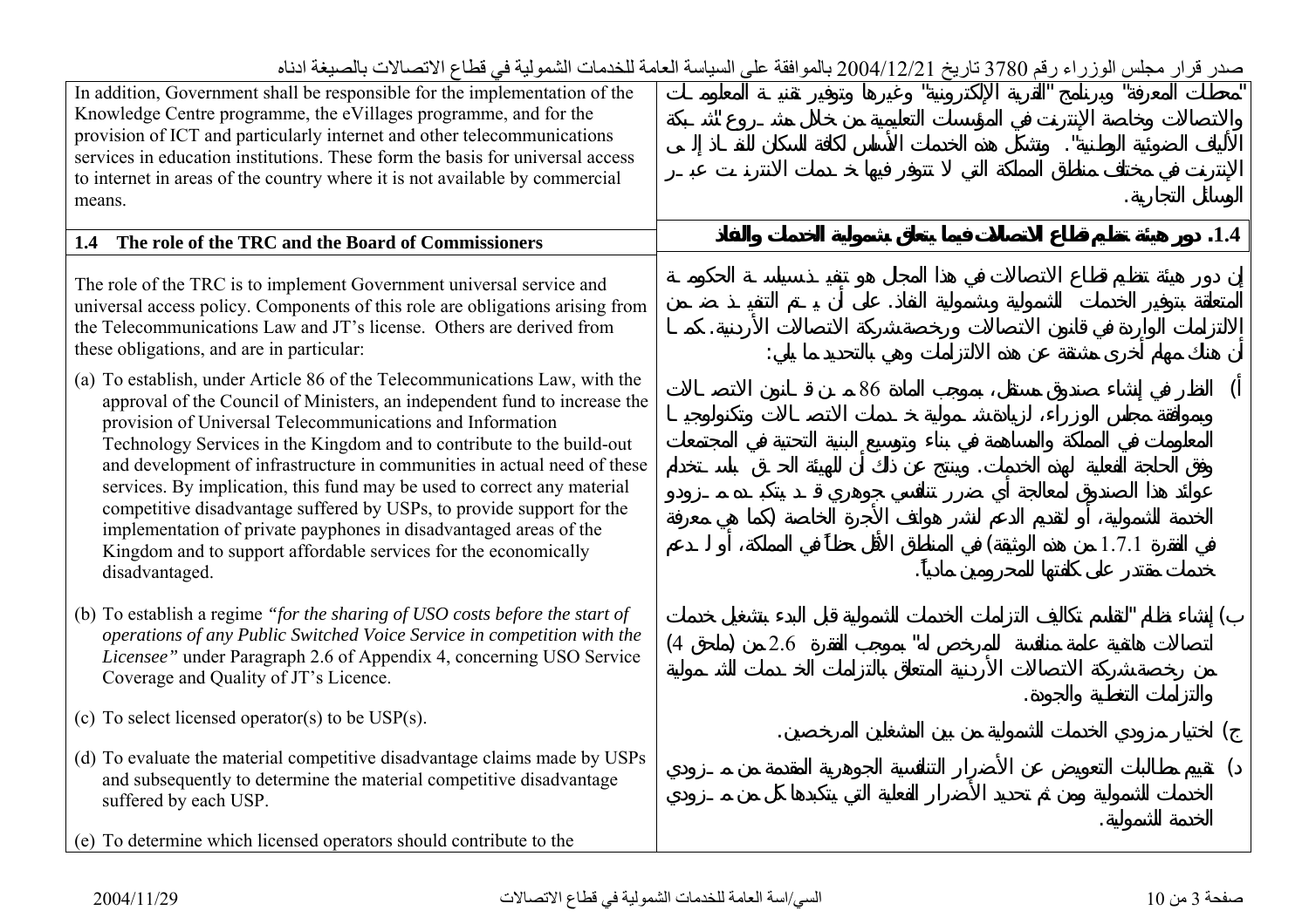صدر قرار مجلس الوزراء رقم 3780 تاريخ 2004/12/21 بالموافقة على السياسة العامة للخدمات الشمولية في قطاع الاتصالات بالصيغة ادناه

| English | العربية |
|---|---|
| In addition, Government shall be responsible for the implementation of the Knowledge Centre programme, the eVillages programme, and for the provision of ICT and particularly internet and other telecommunications services in education institutions. These form the basis for universal access to internet in areas of the country where it is not available by commercial means. | "محطات المعرفة" وبرنامج "القرية الإلكترونية" وغيرها وتوفير تقنية المعلومات والاتصالات وخاصة الإنترنت في المؤسسات التعليمية من خلال مشروع "شبكة الألياف الضوئية الوطنية". وتشكل هذه الخدمات الأساس لكافة السكان للنفاذ إلى الإنترنت في مختلف مناطق المملكة التي لا تتوفر فيها خدمات الانترنت عبر الوسائل التجارية. |
| **1.4 The role of the TRC and the Board of Commissioners** | **1.4. دور هيئة تنظيم قطاع الاتصالات فيما يتعلق بشمولية الخدمات والنفاذ** |
| The role of the TRC is to implement Government universal service and universal access policy. Components of this role are obligations arising from the Telecommunications Law and JT's license. Others are derived from these obligations, and are in particular: | إن دور هيئة تنظيم قطاع الاتصالات في هذا المجال هو تنفيذ سياسة الحكومة المتعلقة بتوفير الخدمات الشمولية وشمولية النفاذ. على أن يتم التنفيذ ضمن الالتزامات الواردة في قانون الاتصالات ورخصة شركة الاتصالات الأردنية. كما أن هناك مهام أخرى مشتقة عن هذه الالتزامات وهي بالتحديد ما يلي: |
| (a) To establish, under Article 86 of the Telecommunications Law, with the approval of the Council of Ministers, an independent fund to increase the provision of Universal Telecommunications and Information Technology Services in the Kingdom and to contribute to the build-out and development of infrastructure in communities in actual need of these services. By implication, this fund may be used to correct any material competitive disadvantage suffered by USPs, to provide support for the implementation of private payphones in disadvantaged areas of the Kingdom and to support affordable services for the economically disadvantaged. | أ) النظر في إنشاء صندوق مستقل، بموجب المادة 86 من قانون الاتصالات وبموافقة مجلس الوزراء، لزيادة شمولية خدمات الاتصالات وتكنولوجيا المعلومات في المملكة والمساهمة في بناء وتوسيع البنية التحتية في المجتمعات وفق الحاجة الفعلية لهذه الخدمات. وينتج عن ذلك أن للهيئة الحق باستخدام عوائد هذا الصندوق لمعالجة أي ضرر تنافسي جوهري قد يتكبده مزودو الخدمة الشمولية، أو لتقديم الدعم لنشر هواتف الأجرة الخاصة (كما هي معرفة في الفقرة 1.7.1 من هذه الوثيقة) في المناطق الأقل حظاً في المملكة، أو لدعم خدمات مقتدر على كلفتها للمحرومين مادياً. |
| (b) To establish a regime *"for the sharing of USO costs before the start of operations of any Public Switched Voice Service in competition with the Licensee"* under Paragraph 2.6 of Appendix 4, concerning USO Service Coverage and Quality of JT's Licence. | ب) إنشاء نظام "لتقاسم تكاليف التزامات الخدمات الشمولية قبل البدء بتشغيل خدمات اتصالات هاتفية عامة منافسة للمرخص له" بموجب الفقرة 2.6 من (ملحق 4) من رخصة شركة الاتصالات الأردنية المتعلق بالتزامات الخدمات الشمولية والتزامات التغطية والجودة. |
| (c) To select licensed operator(s) to be USP(s). | ج) اختيار مزودي الخدمات الشمولية من بين المشغلين المرخصين. |
| (d) To evaluate the material competitive disadvantage claims made by USPs and subsequently to determine the material competitive disadvantage suffered by each USP. | د) تقييم مطالبات التعويض عن الأضرار التنافسية الجوهرية المقدمة من مزودي الخدمات الشمولية ومن ثم تحديد الأضرار الفعلية التي يتكبدها كل من مزودي الخدمة الشمولية. |
| (e) To determine which licensed operators should contribute to the | |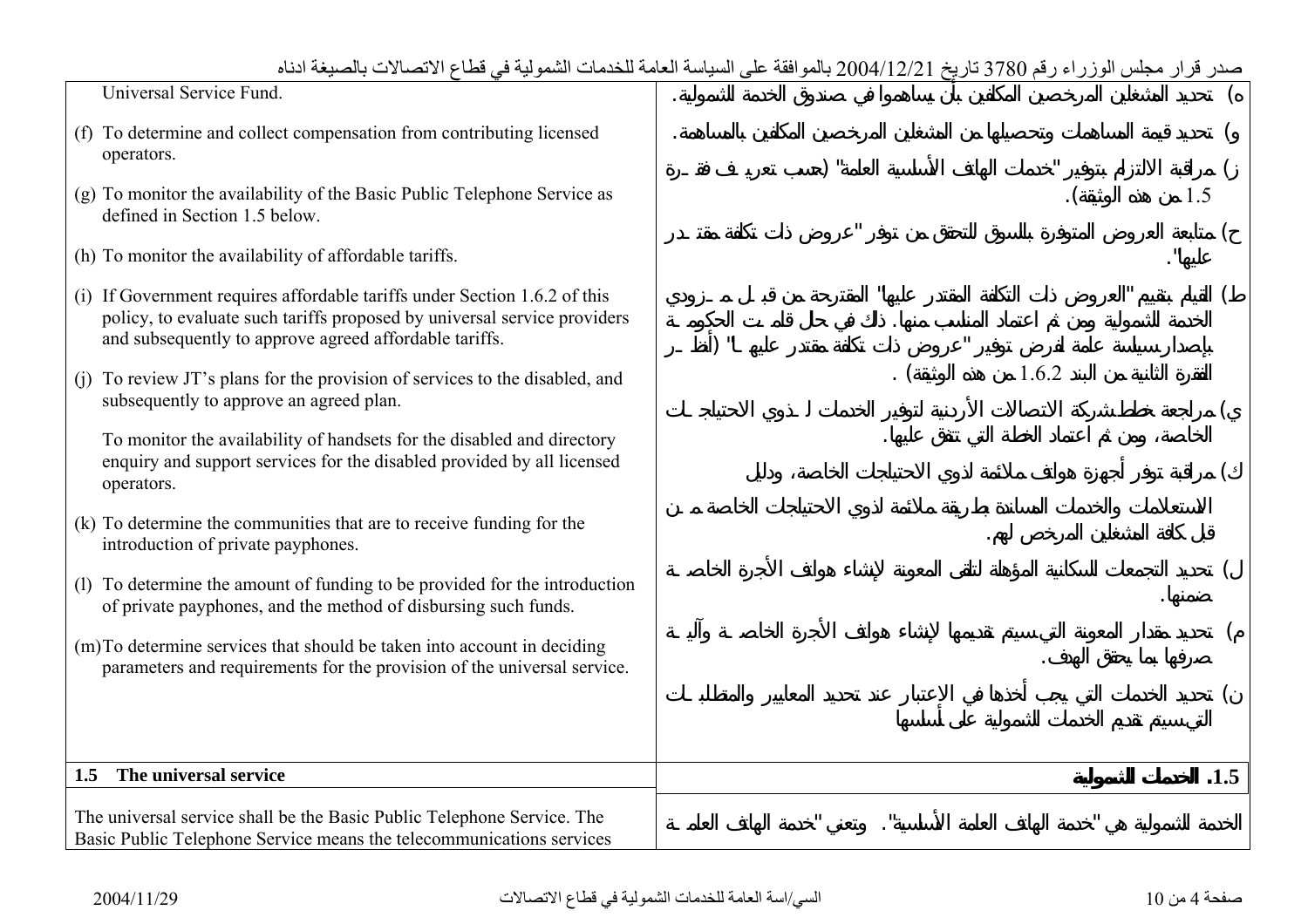صدر قرار مجلس الوزراء رقم 3780 تاريخ 2004/12/21 بالموافقة على السياسة العامة للخدمات الشمولية في قطاع الاتصالات بالصيغة ادناه

| English | العربية |
|---|---|
| Universal Service Fund. | هـ) تحديد المشغلين المرخصين المكلفين بأن يساهموا في صندوق الخدمة الشمولية. |
| (f) To determine and collect compensation from contributing licensed operators. | و) تحديد قيمة المساهمات وتحصيلها من المشغلين المرخصين المكلفين بالمساهمة. |
| (g) To monitor the availability of the Basic Public Telephone Service as defined in Section 1.5 below. | ز) مراقبة الالتزام بتوفير "خدمات الهاتف الأساسية العامة" (حسب تعريف فقرة 1.5 من هذه الوثيقة). |
| (h) To monitor the availability of affordable tariffs. | ح) متابعة العروض المتوفرة بالسوق للتحقق من توفر "عروض ذات تكلفة مقتدر عليها". |
| (i) If Government requires affordable tariffs under Section 1.6.2 of this policy, to evaluate such tariffs proposed by universal service providers and subsequently to approve agreed affordable tariffs. | ط) القيام بتقييم "العروض ذات التكلفة المقتدر عليها" المقترحة من قبل مزودي الخدمة الشمولية ومن ثم اعتماد المناسب منها. ذلك في حال قامت الحكومة بإصدار سياسة عامة لفرض توفير "عروض ذات تكلفة مقتدر عليها" (أنظر الفقرة الثانية من البند 1.6.2 من هذه الوثيقة). |
| (j) To review JT's plans for the provision of services to the disabled, and subsequently to approve an agreed plan. | ي) مراجعة خطط شركة الاتصالات الأردنية لتوفير الخدمات لذوي الاحتياجات الخاصة، ومن ثم اعتماد الخطة التي تتفق عليها. |
| To monitor the availability of handsets for the disabled and directory enquiry and support services for the disabled provided by all licensed operators. | ك) مراقبة توفر أجهزة هواتف ملائمة لذوي الاحتياجات الخاصة، ودليل الاستعلامات والخدمات المساندة بطريقة ملائمة لذوي الاحتياجات الخاصة من قبل كافة المشغلين المرخص لهم. |
| (k) To determine the communities that are to receive funding for the introduction of private payphones. | ل) تحديد التجمعات السكانية المؤهلة لتلقى المعونة لإنشاء هواتف الأجرة الخاصة ضمنها. |
| (l) To determine the amount of funding to be provided for the introduction of private payphones, and the method of disbursing such funds. | م) تحديد مقدار المعونة التي سيتم تقديمها لإنشاء هواتف الأجرة الخاصة وآلية صرفها بما يحقق الهدف. |
| (m) To determine services that should be taken into account in deciding parameters and requirements for the provision of the universal service. | ن) تحديد الخدمات التي يجب أخذها في الاعتبار عند تحديد المعايير والمتطلبات التي سيتم تقديم الخدمات الشمولية على أساسها |
| **1.5 The universal service** | **1.5. الخدمات الشمولية** |
| The universal service shall be the Basic Public Telephone Service. The Basic Public Telephone Service means the telecommunications services | الخدمة الشمولية هي "خدمة الهاتف العامة الأساسية". وتعني "خدمة الهاتف العامة |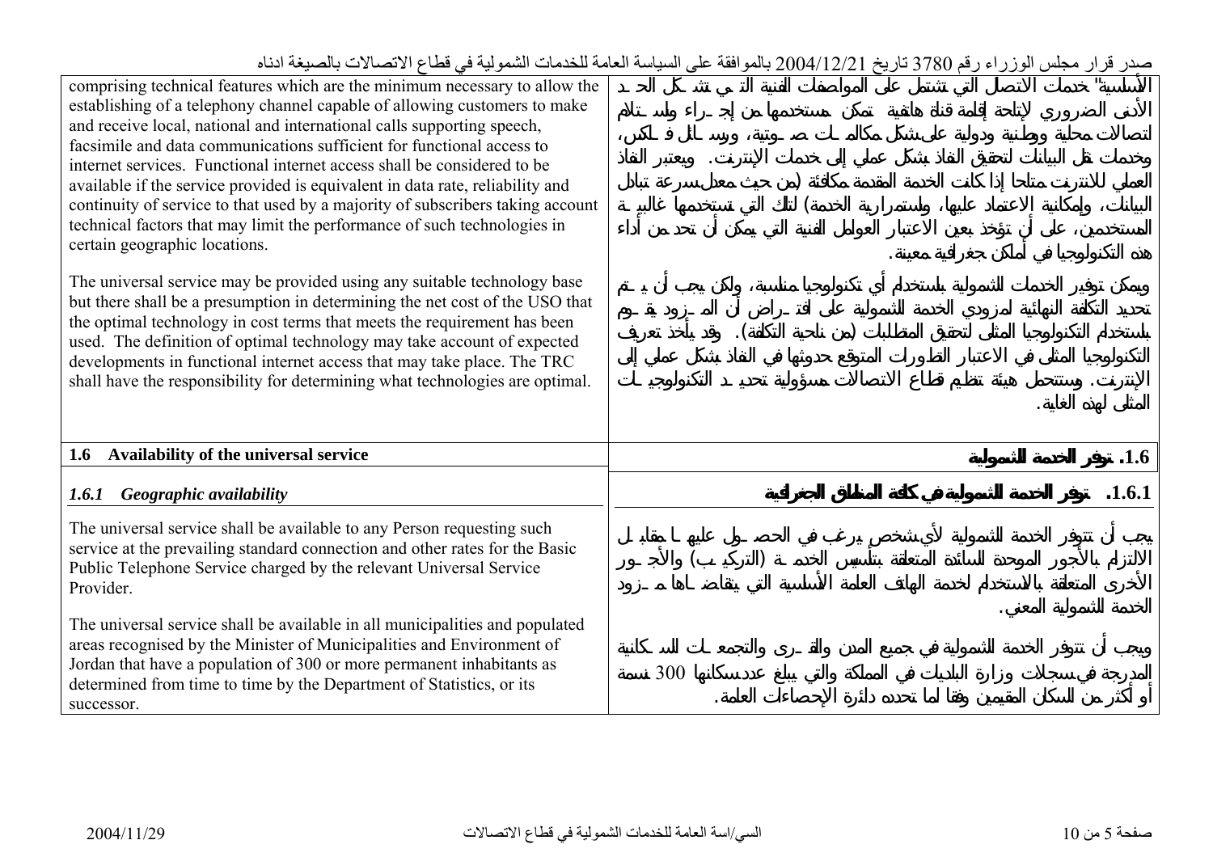| | |
|---|---|
| comprising technical features which are the minimum necessary to allow the establishing of a telephony channel capable of allowing customers to make and receive local, national and international calls supporting speech, facsimile and data communications sufficient for functional access to internet services. Functional internet access shall be considered to be available if the service provided is equivalent in data rate, reliability and continuity of service to that used by a majority of subscribers taking account technical factors that may limit the performance of such technologies in certain geographic locations. | الأساسية" خدمات الاتصال التي تشتمل على المواصفات الفنية التي تشكل الحد الأدنى الضروري لإتاحة إقامة قناة هاتفية تمكن مستخدمها من إجراء واستلام اتصالات محلية ووطنية ودولية على شكل مكالمات صوتية، ورسائل فاكس، وخدمات نقل البيانات لتحقيق النفاذ بشكل عملي إلى خدمات الإنترنت. ويعتبر النفاذ العملي للانترنت متاحا إذا كانت الخدمة المقدمة مكافئة (من حيث معدل سرعة تبادل البيانات، وإمكانية الاعتماد عليها، واستمرارية الخدمة) لتلك التي تستخدمها غالبية المستخدمين، على أن تؤخذ بعين الاعتبار العوامل الفنية التي يمكن أن تحد من أداء هذه التكنولوجيا في أماكن جغرافية معينة. |
| The universal service may be provided using any suitable technology base but there shall be a presumption in determining the net cost of the USO that the optimal technology in cost terms that meets the requirement has been used. The definition of optimal technology may take account of expected developments in functional internet access that may take place. The TRC shall have the responsibility for determining what technologies are optimal. | ويمكن توفير الخدمات الشمولية باستخدام أي تكنولوجيا مناسبة، ولكن يجب أن يتم تحديد التكلفة النهائية لمزودي الخدمة الشمولية على افتراض أن المزود يقوم باستخدام التكنولوجيا المثلى لتحقيق المتطلبات (من ناحية التكلفة). وقد يأخذ تعريف التكنولوجيا المثلى في الاعتبار التطورات المتوقع حدوثها في النفاذ بشكل عملي إلى الإنترنت. وستتحمل هيئة تنظيم قطاع الاتصالات مسؤولية تحديد التكنولوجيات المثلى لهذه الغاية. |
| **1.6 Availability of the universal service** | **1.6. توفر الخدمة الشمولية** |
| ***1.6.1 Geographic availability*** | **1.6.1. توفر الخدمة الشمولية في كافة المناطق الجغرافية** |
| The universal service shall be available to any Person requesting such service at the prevailing standard connection and other rates for the Basic Public Telephone Service charged by the relevant Universal Service Provider. | يجب أن تتوفر الخدمة الشمولية لأي شخص يرغب في الحصول عليها مقابل الالتزام بالأجور الموحدة السائدة المتعلقة بتأسيس الخدمة (التركيب) والأجور الأخرى المتعلقة بالاستخدام لخدمة الهاتف العامة الأساسية التي يتقاضاها مزود الخدمة الشمولية المعني. |
| The universal service shall be available in all municipalities and populated areas recognised by the Minister of Municipalities and Environment of Jordan that have a population of 300 or more permanent inhabitants as determined from time to time by the Department of Statistics, or its successor. | ويجب أن تتوفر الخدمة الشمولية في جميع المدن والقرى والتجمعات السكانية المدرجة في سجلات وزارة البلديات في المملكة والتي يبلغ عدد سكانها 300 نسمة أو أكثر من السكان المقيمين وفقا لما تحدده دائرة الإحصاءات العامة. |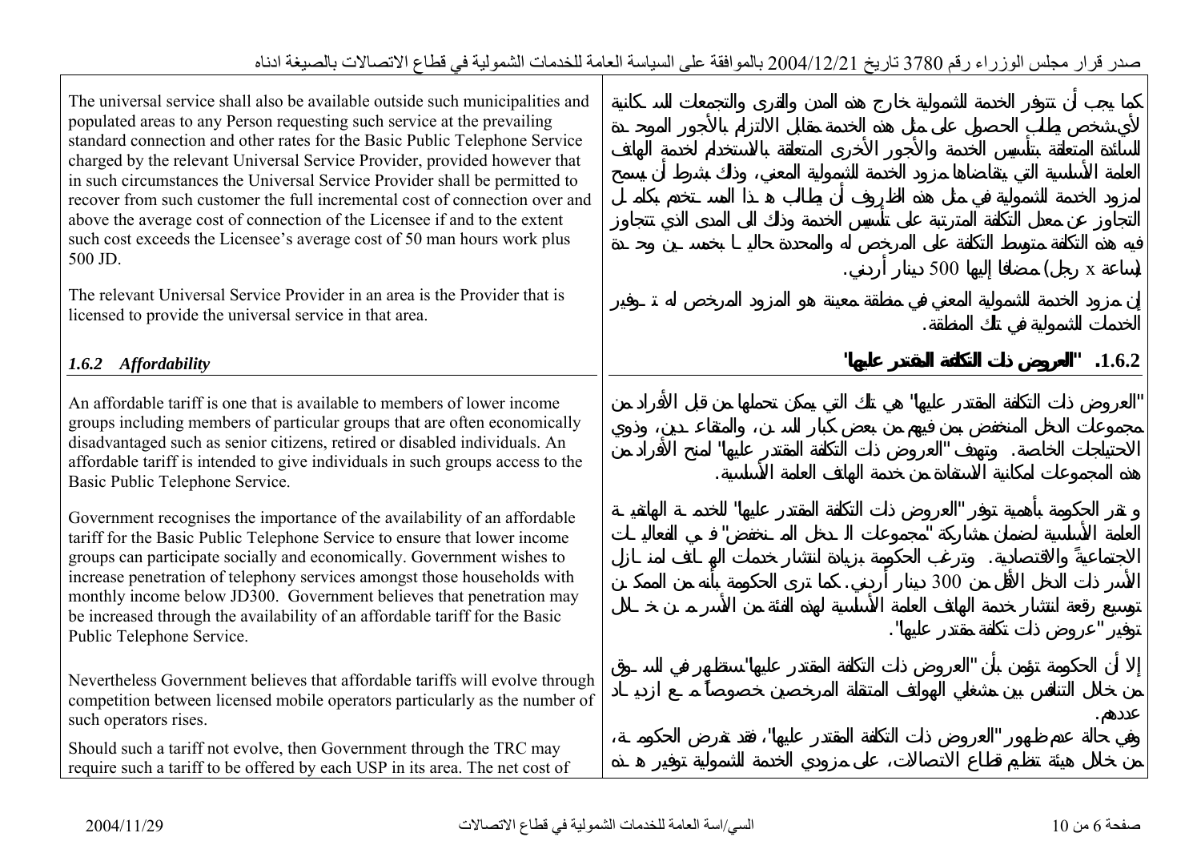| English | العربية |
|---|---|
| The universal service shall also be available outside such municipalities and populated areas to any Person requesting such service at the prevailing standard connection and other rates for the Basic Public Telephone Service charged by the relevant Universal Service Provider, provided however that in such circumstances the Universal Service Provider shall be permitted to recover from such customer the full incremental cost of connection over and above the average cost of connection of the Licensee if and to the extent such cost exceeds the Licensee's average cost of 50 man hours work plus 500 JD. | كما يجب أن تتوفر الخدمة الشمولية خارج هذه المدن والقرى والتجمعات السكانية لأي شخص يطلب الحصول على مثل هذه الخدمة مقابل الالتزام بالأجور الموحدة السائدة المتعلقة بتأسيس الخدمة والأجور الأخرى المتعلقة بالاستخدام لخدمة الهاتف العامة الأساسية التي يتقاضاها مزود الخدمة الشمولية المعني، وذلك بشرط أن يسمح لمزود الخدمة الشمولية في مثل هذه الظروف أن يطالب هذا المستخدم بكامل التجاوز عن معدل التكلفة المترتبة على تأسيس الخدمة وذلك الى المدى الذي تتجاوز فيه هذه التكلفة متوسط التكلفة على المرخص له والمحددة حاليا بخمسين وحدة (ساعة x رجل) مضافا إليها 500 دينار أردني. |
| The relevant Universal Service Provider in an area is the Provider that is licensed to provide the universal service in that area. | إن مزود الخدمة الشمولية المعني في منطقة معينة هو المزود المرخص له توفير الخدمات الشمولية في تلك المنطقة. |
| ***1.6.2 Affordability*** | **1.6.2. "العروض ذات التكلفة المقتدر عليها"** |
| An affordable tariff is one that is available to members of lower income groups including members of particular groups that are often economically disadvantaged such as senior citizens, retired or disabled individuals. An affordable tariff is intended to give individuals in such groups access to the Basic Public Telephone Service. | "العروض ذات التكلفة المقتدر عليها" هي تلك التي يمكن تحملها من قبل الأفراد من مجموعات الدخل المنخفض بمن فيهم من بعض كبار السن، والمتقاعدين، وذوي الاحتياجات الخاصة. وتهدف "العروض ذات التكلفة المقتدر عليها" لمنح الأفراد من هذه المجموعات امكانية الاستفادة من خدمة الهاتف العامة الأساسية. |
| Government recognises the importance of the availability of an affordable tariff for the Basic Public Telephone Service to ensure that lower income groups can participate socially and economically. Government wishes to increase penetration of telephony services amongst those households with monthly income below JD300. Government believes that penetration may be increased through the availability of an affordable tariff for the Basic Public Telephone Service. | وتقر الحكومة بأهمية توفر "العروض ذات التكلفة المقتدر عليها" للخدمة الهاتفية العامة الأساسية لضمان مشاركة "مجموعات الدخل المنخفض" في الفعاليات الاجتماعية والاقتصادية. وترغب الحكومة بزيادة انتشار خدمات الهاتف لمنازل الأسر ذات الدخل الأقل من 300 دينار أردني. كما ترى الحكومة بأنه من الممكن توسيع رقعة انتشار خدمة الهاتف العامة الأساسية لهذه الفئة من الأسر من خلال توفير "عروض ذات تكلفة مقتدر عليها". |
| Nevertheless Government believes that affordable tariffs will evolve through competition between licensed mobile operators particularly as the number of such operators rises. | إلا أن الحكومة تؤمن بأن "العروض ذات التكلفة المقتدر عليها" ستظهر في السوق من خلال التنافس بين مشغلي الهواتف المتنقلة المرخصين خصوصاً مع ازدياد عددهم. |
| Should such a tariff not evolve, then Government through the TRC may require such a tariff to be offered by each USP in its area. The net cost of | وفي حالة عدم ظهور "العروض ذات التكلفة المقتدر عليها"، فقد تفرض الحكومة، من خلال هيئة تنظيم قطاع الاتصالات، على مزودي الخدمة الشمولية توفير هذه |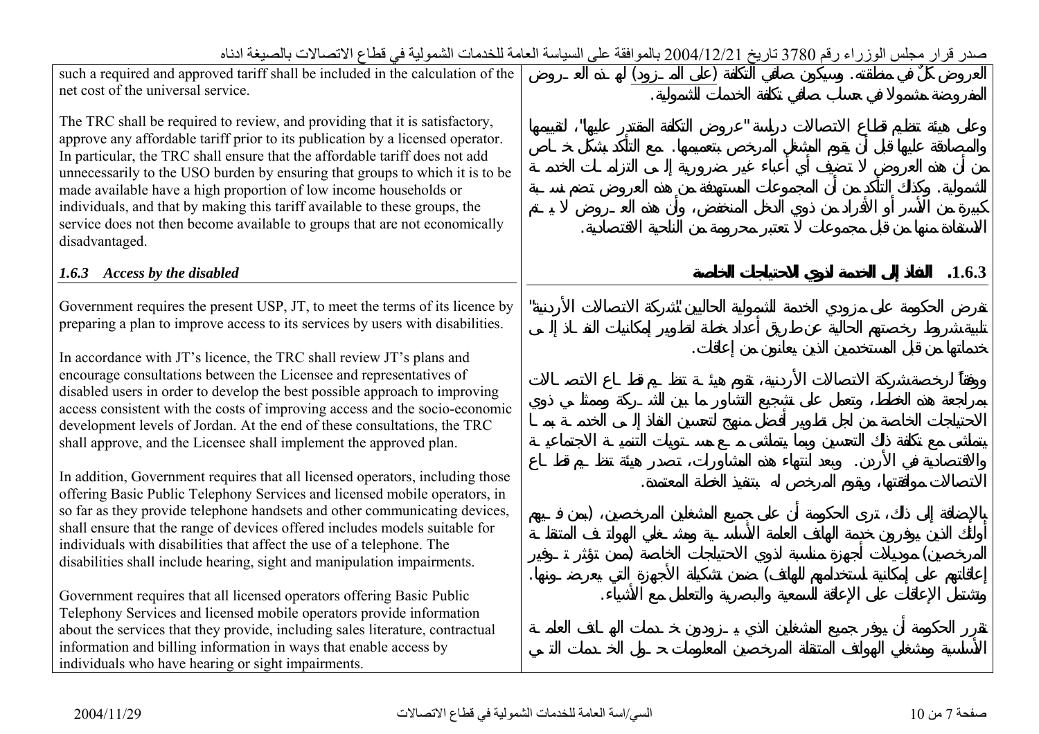| | |
|---|---|
| such a required and approved tariff shall be included in the calculation of the net cost of the universal service. | العروض كلٌ في منطقته. وسيكون صافي التكلفة (على المزود) لهذه العروض المفروضة مشمولا في حساب صافي تكلفة الخدمات الشمولية. |
| The TRC shall be required to review, and providing that it is satisfactory, approve any affordable tariff prior to its publication by a licensed operator. In particular, the TRC shall ensure that the affordable tariff does not add unnecessarily to the USO burden by ensuring that groups to which it is to be made available have a high proportion of low income households or individuals, and that by making this tariff available to these groups, the service does not then become available to groups that are not economically disadvantaged. | وعلى هيئة تنظيم قطاع الاتصالات دراسة "عروض التكلفة المقتدر عليها"، لتقييمها والمصادقة عليها قبل أن يقوم المشغل المرخص بتعميمها. مع التأكد بشكل خاص من أن هذه العروض لا تضيف أي أعباء غير ضرورية إلى التزامات الخدمة الشمولية. وكذلك التأكد من أن المجموعات المستهدفة من هذه العروض تضم نسبة كبيرة من الأسر أو الأفراد من ذوي الدخل المنخفض، وأن هذه العروض لا يتم الاستفادة منها من قبل مجموعات لا تعتبر محرومة من الناحية الاقتصادية. |
| *1.6.3 Access by the disabled* | **1.6.3. النفاذ إلى الخدمة لذوي الاحتياجات الخاصة** |
| Government requires the present USP, JT, to meet the terms of its licence by preparing a plan to improve access to its services by users with disabilities. | تفرض الحكومة على مزودي الخدمة الشمولية الحاليين "شركة الاتصالات الأردنية" تلبية شروط رخصتهم الحالية عن طريق أعداد خطة لتطوير إمكانيات النفاذ إلى خدماتها من قبل المستخدمين الذين يعانون من إعاقات. |
| In accordance with JT's licence, the TRC shall review JT's plans and encourage consultations between the Licensee and representatives of disabled users in order to develop the best possible approach to improving access consistent with the costs of improving access and the socio-economic development levels of Jordan. At the end of these consultations, the TRC shall approve, and the Licensee shall implement the approved plan. | ووفقاً لرخصة شركة الاتصالات الأردنية، تقوم هيئة تنظيم قطاع الاتصالات بمراجعة هذه الخطط، وتعمل على تشجيع التشاور ما بين الشركة وممثلي ذوي الاحتياجات الخاصة من اجل تطوير أفضل منهج لتحسين النفاذ إلى الخدمة بما يتماشى مع تكلفة ذلك التحسين وبما يتماشى مع مستويات التنمية الاجتماعية والاقتصادية في الأردن. وبعد انتهاء هذه المشاورات، تصدر هيئة تنظيم قطاع الاتصالات موافقتها، ويقوم المرخص له بتنفيذ الخطة المعتمدة. |
| In addition, Government requires that all licensed operators, including those offering Basic Public Telephony Services and licensed mobile operators, in so far as they provide telephone handsets and other communicating devices, shall ensure that the range of devices offered includes models suitable for individuals with disabilities that affect the use of a telephone. The disabilities shall include hearing, sight and manipulation impairments. | بالإضافة إلى ذلك، ترى الحكومة أن على جميع المشغلين المرخصين، (بمن فيهم أولئك الذين يوفرون خدمة الهاتف العامة الأساسية ومشغلي الهواتف المتنقلة المرخصين) موديلات أجهزة مناسبة لذوي الاحتياجات الخاصة (ممن تؤثر توفير إعاقاتهم على إمكانية استخدامهم للهاتف) ضمن تشكيلة الأجهزة التي يعرضونها. وتشتمل الإعاقات على الإعاقة السمعية والبصرية والتعامل مع الأشياء. |
| Government requires that all licensed operators offering Basic Public Telephony Services and licensed mobile operators provide information about the services that they provide, including sales literature, contractual information and billing information in ways that enable access by individuals who have hearing or sight impairments. | تقرر الحكومة أن يوفر جميع المشغلين الذي يزودون خدمات الهاتف العامة الأساسية ومشغلي الهواتف المتنقلة المرخصين المعلومات حول الخدمات التي |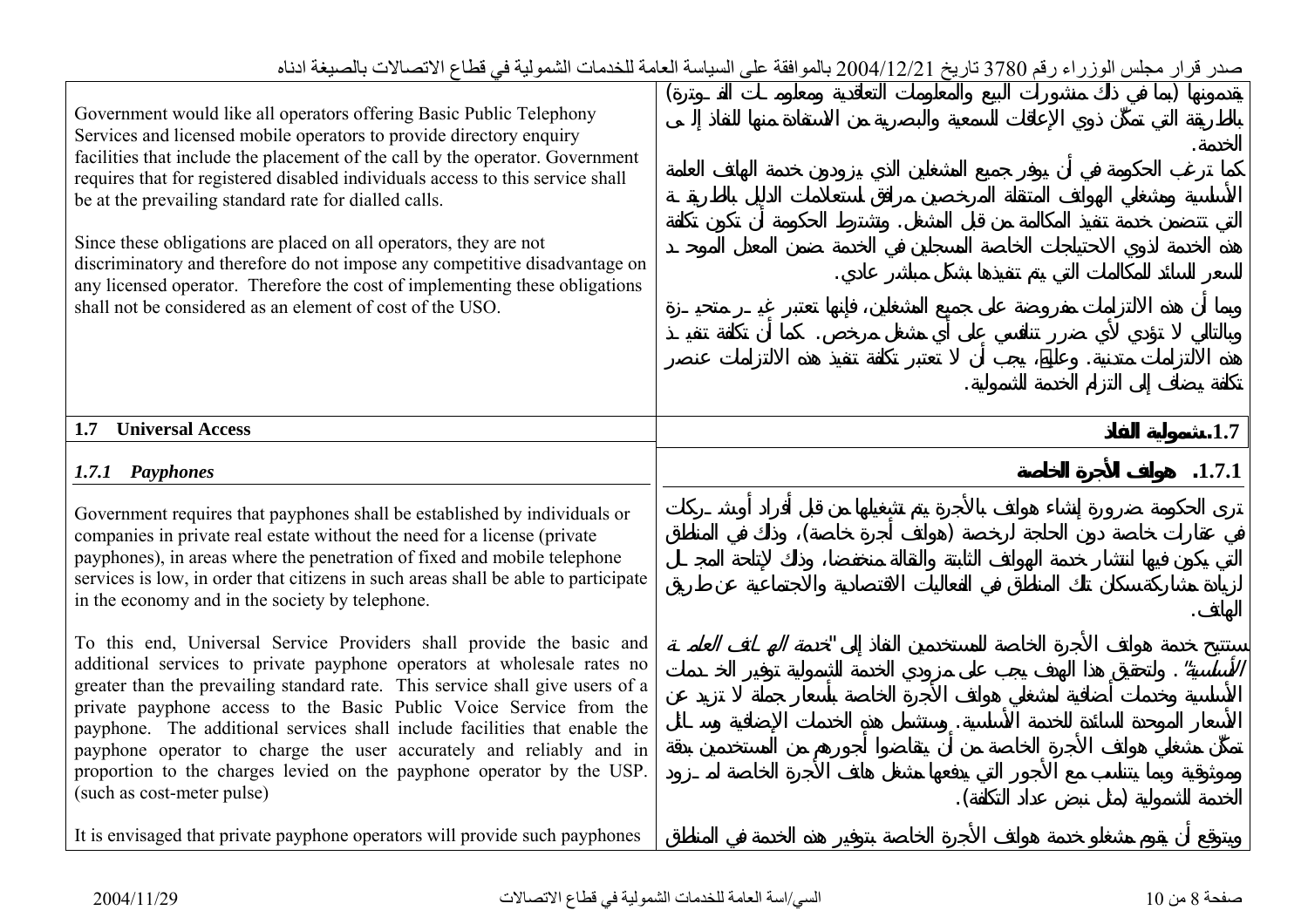صدر قرار مجلس الوزراء رقم 3780 تاريخ 2004/12/21 بالموافقة على السياسة العامة للخدمات الشمولية في قطاع الاتصالات بالصيغة ادناه

| English | العربية |
|---|---|
| Government would like all operators offering Basic Public Telephony Services and licensed mobile operators to provide directory enquiry facilities that include the placement of the call by the operator. Government requires that for registered disabled individuals access to this service shall be at the prevailing standard rate for dialled calls.<br><br>Since these obligations are placed on all operators, they are not discriminatory and therefore do not impose any competitive disadvantage on any licensed operator. Therefore the cost of implementing these obligations shall not be considered as an element of cost of the USO. | يقدمونها (بما في ذلك منشورات البيع والمعلومات التعاقدية ومعلومات الفوترة) بالطريقة التي تمكّن ذوي الإعاقات السمعية والبصرية من الاستفادة منها للنفاذ إلى الخدمة.<br><br>كما ترغب الحكومة في أن يوفر جميع المشغلين الذي يزودون خدمة الهاتف العامة الأساسية ومشغلي الهواتف المتنقلة المرخصين مرافق استعلامات الدليل بالطريقة التي تتضمن خدمة تنفيذ المكالمة من قبل المشغل. وتشترط الحكومة أن تكون تكلفة هذه الخدمة لذوي الاحتياجات الخاصة المسجلين في الخدمة ضمن المعدل الموحد للسعر السائد للمكالمات التي يتم تنفيذها بشكل مباشر عادي.<br><br>وبما أن هذه الالتزامات مفروضة على جميع المشغلين، فإنها تعتبر غير متحيزة وبالتالي لا تؤدي لأي ضرر تنافسي على أي مشغل مرخص. كما أن تكلفة تنفيذ هذه الالتزامات متدنية. وعليه، يجب أن لا تعتبر تكلفة تنفيذ هذه الالتزامات عنصر تكلفة يضاف إلى التزام الخدمة الشمولية. |
| **1.7 Universal Access** | **1.7. شمولية النفاذ** |
| ***1.7.1 Payphones*** | **1.7.1. هواتف الأجرة الخاصة** |
| Government requires that payphones shall be established by individuals or companies in private real estate without the need for a license (private payphones), in areas where the penetration of fixed and mobile telephone services is low, in order that citizens in such areas shall be able to participate in the economy and in the society by telephone.<br><br>To this end, Universal Service Providers shall provide the basic and additional services to private payphone operators at wholesale rates no greater than the prevailing standard rate. This service shall give users of a private payphone access to the Basic Public Voice Service from the payphone. The additional services shall include facilities that enable the payphone operator to charge the user accurately and reliably and in proportion to the charges levied on the payphone operator by the USP. (such as cost-meter pulse)<br><br>It is envisaged that private payphone operators will provide such payphones | ترى الحكومة ضرورة إنشاء هواتف بالأجرة يتم تشغيلها من قبل أفراد أو شركات في عقارات خاصة دون الحاجة لرخصة (هواتف أجرة خاصة)، وذلك في المناطق التي يكون فيها انتشار خدمة الهواتف الثابتة والنقالة منخفضا، وذلك لإتاحة المجال لزيادة مشاركة سكان تلك المناطق في الفعاليات الاقتصادية والاجتماعية عن طريق الهاتف.<br><br>ستتيح خدمة هواتف الأجرة الخاصة للمستخدمين النفاذ إلى "*خدمة الهاتف العامة الأساسية*". ولتحقيق هذا الهدف يجب على مزودي الخدمة الشمولية توفير الخدمات الأساسية وخدمات أضافية لمشغلي هواتف الأجرة الخاصة بأسعار جملة لا تزيد عن الأسعار الموحدة السائدة للخدمة الأساسية. وستشمل هذه الخدمات الإضافية وسائل تمكّن مشغلي هواتف الأجرة الخاصة من أن يتقاضوا أجورهم من المستخدمين بدقة وموثوقية وبما يتناسب مع الأجور التي يدفعها مشغل هاتف الأجرة الخاصة لمزود الخدمة الشمولية (مثل نبض عداد التكلفة).<br><br>ويتوقع أن يقوم مشغلو خدمة هواتف الأجرة الخاصة بتوفير هذه الخدمة في المناطق |

2004/11/29 — السياسة العامة للخدمات الشمولية في قطاع الاتصالات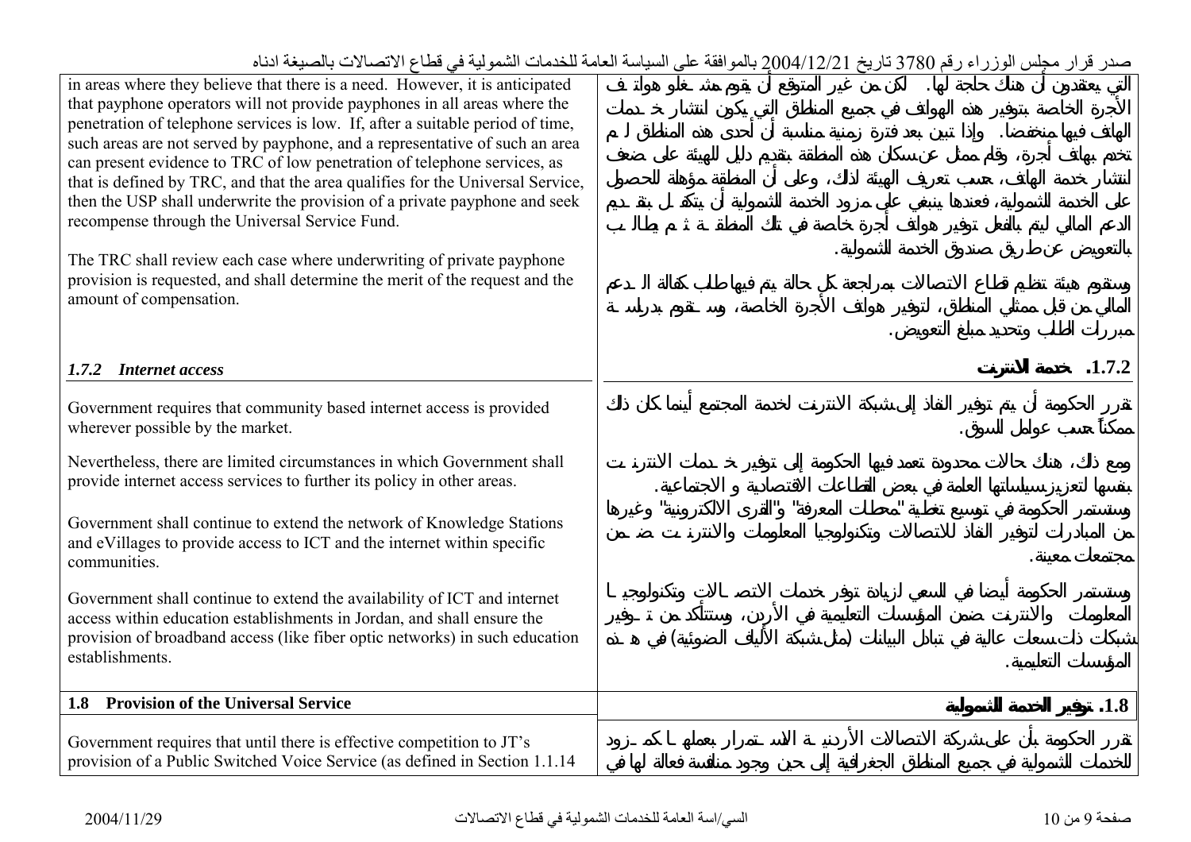| in areas where they believe that there is a need. However, it is anticipated that payphone operators will not provide payphones in all areas where the penetration of telephone services is low. If, after a suitable period of time, such areas are not served by payphone, and a representative of such an area can present evidence to TRC of low penetration of telephone services, as that is defined by TRC, and that the area qualifies for the Universal Service, then the USP shall underwrite the provision of a private payphone and seek recompense through the Universal Service Fund.<br><br>The TRC shall review each case where underwriting of private payphone provision is requested, and shall determine the merit of the request and the amount of compensation. | التي يعتقدون أن هناك حاجة لها. لكن من غير المتوقع أن يقوم مشغلو هواتف الأجرة الخاصة بتوفير هذه الهواتف في جميع المناطق التي يكون انتشار خدمات الهاتف فيها منخفضا. وإذا تبين بعد فترة زمنية مناسبة أن أحدى هذه المناطق لم تخدم بهاتف أجرة، وقام ممثل عن سكان هذه المنطقة بتقديم دليل للهيئة على ضعف انتشار خدمة الهاتف، حسب تعريف الهيئة لذلك، وعلى أن المنطقة مؤهلة للحصول على الخدمة الشمولية، فعندها ينبغي على مزود الخدمة الشمولية أن يتكفل بتقديم الدعم المالي ليتم بالفعل توفير هواتف أجرة خاصة في تلك المنطقة ثم يطالب بالتعويض عن طريق صندوق الخدمة الشمولية.<br><br>وستقوم هيئة تنظيم قطاع الاتصالات بمراجعة كل حالة يتم فيها طلب كفالة الدعم المالي من قبل ممثلي المناطق، لتوفير هواتف الأجرة الخاصة، وستقوم بدراسة مبررات الطلب وتحديد مبلغ التعويض. |
|---|---|
| ***1.7.2 Internet access*** | **1.7.2. خدمة الانترنت** |
| Government requires that community based internet access is provided wherever possible by the market. | تقرر الحكومة أن يتم توفير النفاذ إلى شبكة الانترنت لخدمة المجتمع أينما كان ذلك ممكناً حسب عوامل السوق. |
| Nevertheless, there are limited circumstances in which Government shall provide internet access services to further its policy in other areas.<br><br>Government shall continue to extend the network of Knowledge Stations and eVillages to provide access to ICT and the internet within specific communities. | ومع ذلك، هناك حالات محدودة تعمد فيها الحكومة إلى توفير خدمات الانترنت بنفسها لتعزيز سياساتها العامة في بعض القطاعات الاقتصادية و الاجتماعية.<br><br>وستستمر الحكومة في توسيع تغطية "محطات المعرفة" و"القرى الالكترونية" وغيرها من المبادرات لتوفير النفاذ للاتصالات وتكنولوجيا المعلومات والانترنت ضمن مجتمعات معينة. |
| Government shall continue to extend the availability of ICT and internet access within education establishments in Jordan, and shall ensure the provision of broadband access (like fiber optic networks) in such education establishments. | وستستمر الحكومة أيضا في السعي لزيادة توفر خدمات الاتصالات وتكنولوجيا المعلومات والانترنت ضمن المؤسسات التعليمية في الأردن، وستتأكد من توفير شبكات ذات سعات عالية في تبادل البيانات (مثل شبكة الألياف الضوئية) في هذه المؤسسات التعليمية. |
| **1.8 Provision of the Universal Service** | **1.8. توفير الخدمة الشمولية** |
| Government requires that until there is effective competition to JT's provision of a Public Switched Voice Service (as defined in Section 1.1.14 | تقرر الحكومة بأن على شركة الاتصالات الأردنية الاستمرار بعملها كمزود للخدمات الشمولية في جميع المناطق الجغرافية إلى حين وجود منافسة فعالة لها في |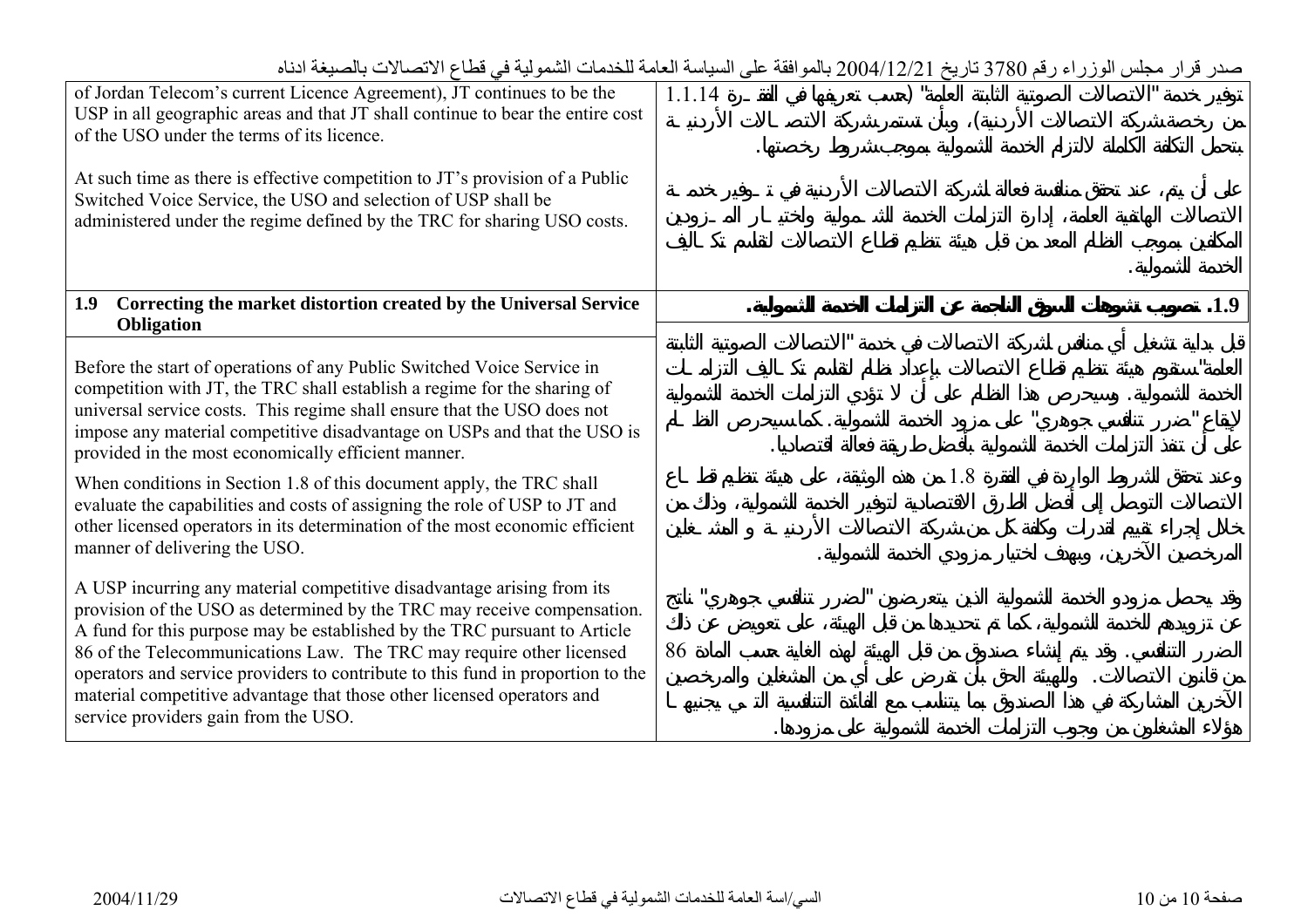| | |
|---|---|
| of Jordan Telecom's current Licence Agreement), JT continues to be the USP in all geographic areas and that JT shall continue to bear the entire cost of the USO under the terms of its licence. | توفير خدمة "الاتصالات الصوتية الثابتة العامة" (حسب تعريفها في الفقرة 1.1.14 من رخصة شركة الاتصالات الأردنية)، وبأن تستمر شركة الاتصالات الأردنية بتحمل التكلفة الكاملة لالتزام الخدمة الشمولية بموجب شروط رخصتها. |
| At such time as there is effective competition to JT's provision of a Public Switched Voice Service, the USO and selection of USP shall be administered under the regime defined by the TRC for sharing USO costs. | على أن يتم، عند تحقق منافسة فعالة لشركة الاتصالات الأردنية في توفير خدمة الاتصالات الهاتفية العامة، إدارة التزامات الخدمة الشمولية واختيار المزودين المكلفين بموجب النظام المعد من قبل هيئة تنظيم قطاع الاتصالات لتقاسم تكاليف الخدمة الشمولية. |
| **1.9 Correcting the market distortion created by the Universal Service Obligation** | **1.9. تصويب تشوهات السوق الناجمة عن التزامات الخدمة الشمولية.** |
| Before the start of operations of any Public Switched Voice Service in competition with JT, the TRC shall establish a regime for the sharing of universal service costs. This regime shall ensure that the USO does not impose any material competitive disadvantage on USPs and that the USO is provided in the most economically efficient manner. | قبل بداية تشغيل أي منافس لشركة الاتصالات في خدمة "الاتصالات الصوتية الثابتة العامة" ستقوم هيئة تنظيم قطاع الاتصالات بإعداد نظام لتقاسم تكاليف التزامات الخدمة الشمولية. وسيحرص هذا النظام على أن لا تؤدي التزامات الخدمة الشمولية لإيقاع "ضرر تنافسي جوهري" على مزود الخدمة الشمولية. كما سيحرص النظام على أن تنفذ التزامات الخدمة الشمولية بأفضل طريقة فعالة اقتصاديا. |
| When conditions in Section 1.8 of this document apply, the TRC shall evaluate the capabilities and costs of assigning the role of USP to JT and other licensed operators in its determination of the most economic efficient manner of delivering the USO. | وعند تحقق الشروط الواردة في الفقرة 1.8 من هذه الوثيقة، على هيئة تنظيم قطاع الاتصالات التوصل إلى أفضل الطرق الاقتصادية لتوفير الخدمة الشمولية، وذلك من خلال إجراء تقييم لقدرات وكلفة كل من شركة الاتصالات الأردنية و المشغلين المرخصين الآخرين، وبهدف لاختيار مزودي الخدمة الشمولية. |
| A USP incurring any material competitive disadvantage arising from its provision of the USO as determined by the TRC may receive compensation. A fund for this purpose may be established by the TRC pursuant to Article 86 of the Telecommunications Law. The TRC may require other licensed operators and service providers to contribute to this fund in proportion to the material competitive advantage that those other licensed operators and service providers gain from the USO. | وقد يحصل مزودو الخدمة الشمولية الذين يتعرضون "لضرر تنافسي جوهري" ناتج عن تزويدهم للخدمة الشمولية، كما تم تحديدها من قبل الهيئة، على تعويض عن ذلك الضرر التنافسي. وقد يتم إنشاء صندوق من قبل الهيئة لهذه الغاية حسب المادة 86 من قانون الاتصالات. وللهيئة الحق بأن تفرض على أي من المشغلين والمرخصين الآخرين المشاركة في هذا الصندوق بما يتناسب مع الفائدة التنافسية التي يجنيها هؤلاء المشغلون من وجوب التزامات الخدمة الشمولية على مزودها. |